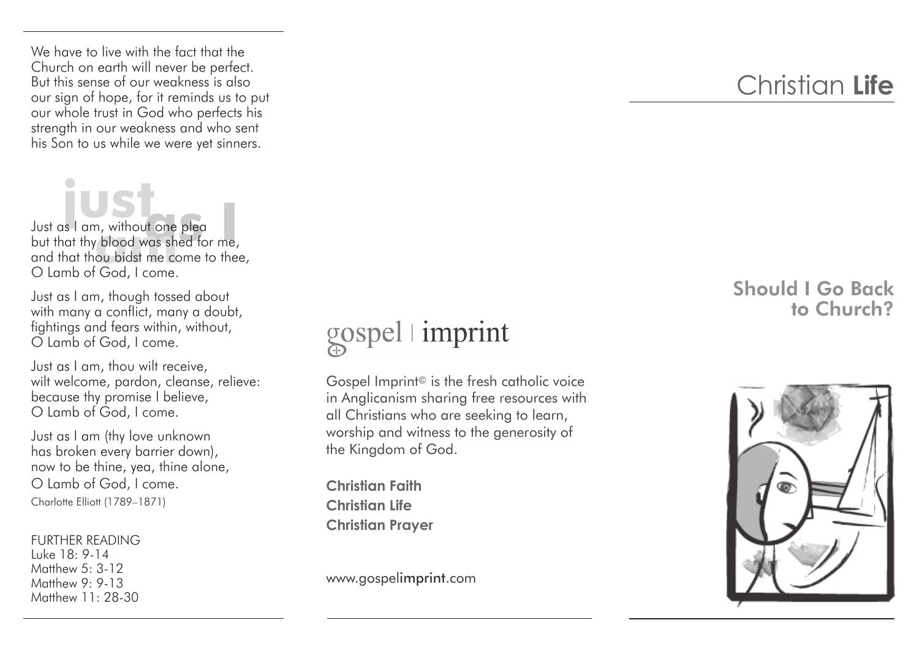We have to live with the fact that the Church on earth will never be perfect. But this sense of our weakness is also our sign of hope, for it reminds us to put our whole trust in God who perfects his strength in our weakness and who sent his Son to us while we were yet sinners.

## just as I am

Just as I am, without one plea
but that thy blood was shed for me,
and that thou bidst me come to thee,
O Lamb of God, I come.

Just as I am, though tossed about
with many a conflict, many a doubt,
fightings and fears within, without,
O Lamb of God, I come.

Just as I am, thou wilt receive,
wilt welcome, pardon, cleanse, relieve:
because thy promise I believe,
O Lamb of God, I come.

Just as I am (thy love unknown
has broken every barrier down),
now to be thine, yea, thine alone,
O Lamb of God, I come.

Charlotte Elliott (1789–1871)

FURTHER READING
Luke 18: 9-14
Matthew 5: 3-12
Matthew 9: 9-13
Matthew 11: 28-30

gospel | imprint

Gospel Imprint© is the fresh catholic voice in Anglicanism sharing free resources with all Christians who are seeking to learn, worship and witness to the generosity of the Kingdom of God.

**Christian Faith**
**Christian Life**
**Christian Prayer**

www.gospelimprint.com

# Christian **Life**

## Should I Go Back to Church?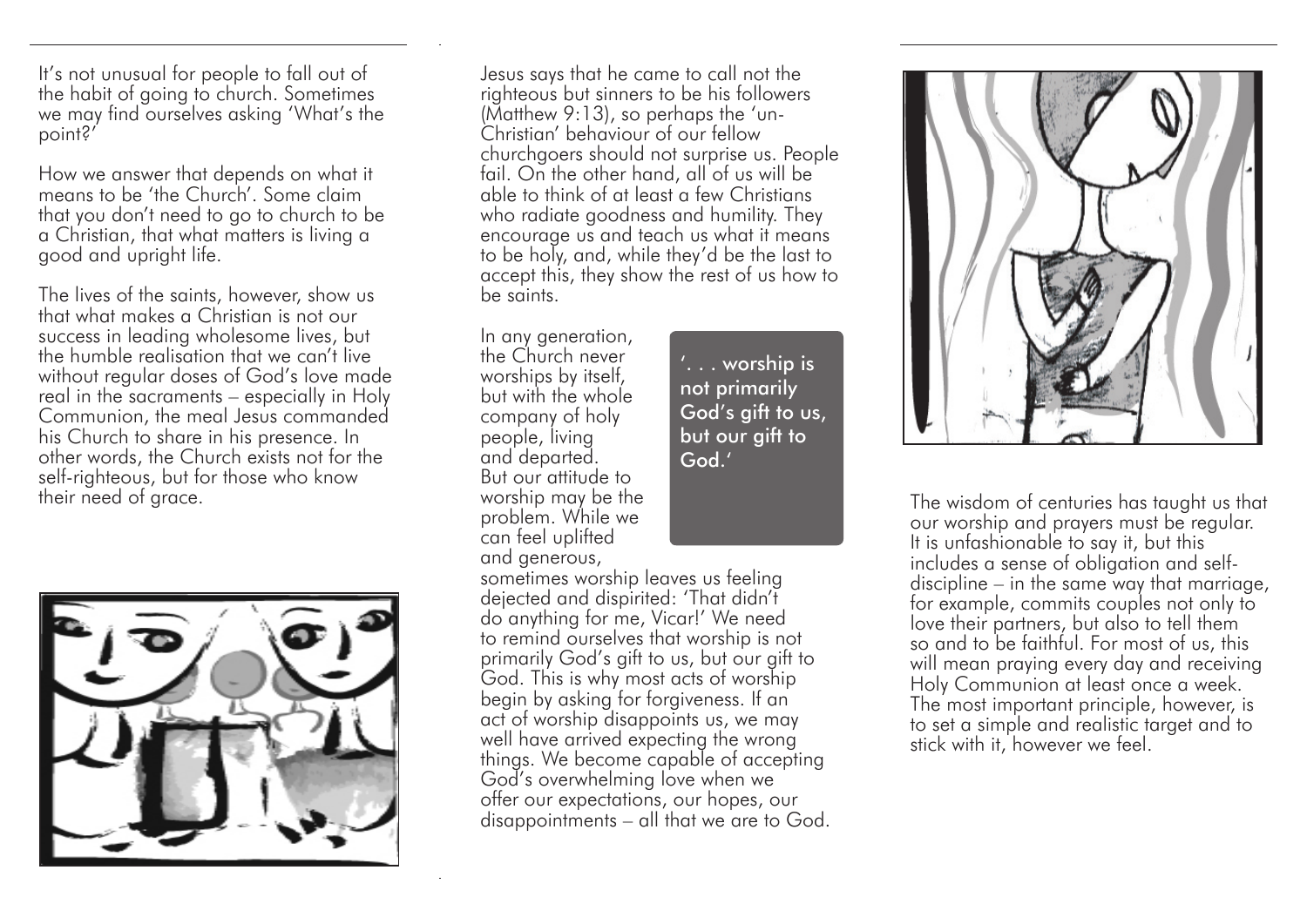It's not unusual for people to fall out of the habit of going to church. Sometimes we may find ourselves asking 'What's the point?'

How we answer that depends on what it means to be 'the Church'. Some claim that you don't need to go to church to be a Christian, that what matters is living a good and upright life.

The lives of the saints, however, show us that what makes a Christian is not our success in leading wholesome lives, but the humble realisation that we can't live without regular doses of God's love made real in the sacraments – especially in Holy Communion, the meal Jesus commanded his Church to share in his presence. In other words, the Church exists not for the self-righteous, but for those who know their need of grace.

Jesus says that he came to call not the righteous but sinners to be his followers (Matthew 9:13), so perhaps the 'un-Christian' behaviour of our fellow churchgoers should not surprise us. People fail. On the other hand, all of us will be able to think of at least a few Christians who radiate goodness and humility. They encourage us and teach us what it means to be holy, and, while they'd be the last to accept this, they show the rest of us how to be saints.

In any generation, the Church never worships by itself, but with the whole company of holy people, living and departed. But our attitude to worship may be the problem. While we can feel uplifted and generous, sometimes worship leaves us feeling dejected and dispirited: 'That didn't do anything for me, Vicar!' We need to remind ourselves that worship is not primarily God's gift to us, but our gift to God. This is why most acts of worship begin by asking for forgiveness. If an act of worship disappoints us, we may well have arrived expecting the wrong things. We become capable of accepting God's overwhelming love when we offer our expectations, our hopes, our disappointments – all that we are to God.

**'. . . worship is not primarily God's gift to us, but our gift to God.'**

The wisdom of centuries has taught us that our worship and prayers must be regular. It is unfashionable to say it, but this includes a sense of obligation and self-discipline – in the same way that marriage, for example, commits couples not only to love their partners, but also to tell them so and to be faithful. For most of us, this will mean praying every day and receiving Holy Communion at least once a week. The most important principle, however, is to set a simple and realistic target and to stick with it, however we feel.